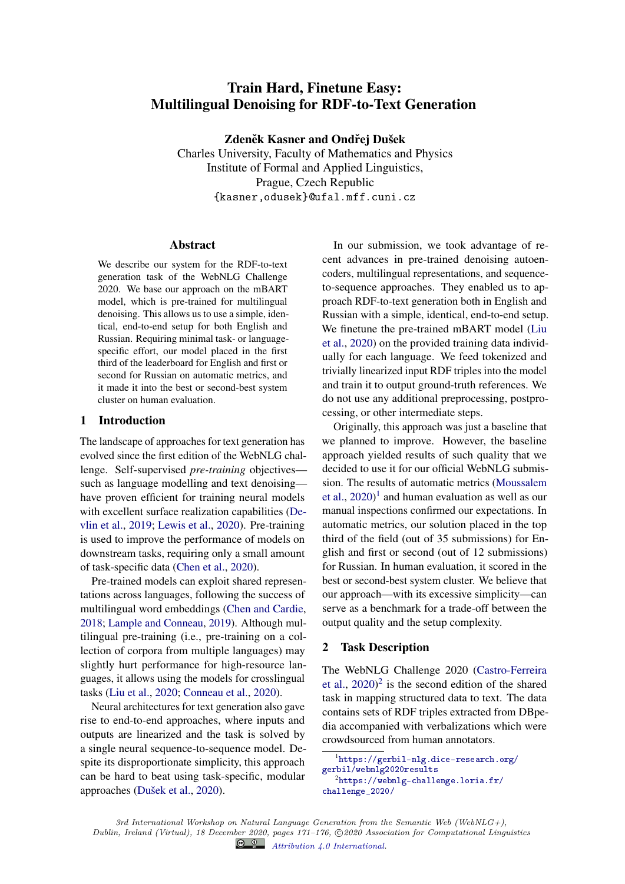# Train Hard, Finetune Easy: Multilingual Denoising for RDF-to-Text Generation

**Zdeněk Kasner and Ondřej Dušek**

Charles University, Faculty of Mathematics and Physics
Institute of Formal and Applied Linguistics,
Prague, Czech Republic
{kasner,odusek}@ufal.mff.cuni.cz

## Abstract

We describe our system for the RDF-to-text generation task of the WebNLG Challenge 2020. We base our approach on the mBART model, which is pre-trained for multilingual denoising. This allows us to use a simple, identical, end-to-end setup for both English and Russian. Requiring minimal task- or language-specific effort, our model placed in the first third of the leaderboard for English and first or second for Russian on automatic metrics, and it made it into the best or second-best system cluster on human evaluation.

## 1 Introduction

The landscape of approaches for text generation has evolved since the first edition of the WebNLG challenge. Self-supervised *pre-training* objectives—such as language modelling and text denoising—have proven efficient for training neural models with excellent surface realization capabilities (Devlin et al., 2019; Lewis et al., 2020). Pre-training is used to improve the performance of models on downstream tasks, requiring only a small amount of task-specific data (Chen et al., 2020).

Pre-trained models can exploit shared representations across languages, following the success of multilingual word embeddings (Chen and Cardie, 2018; Lample and Conneau, 2019). Although multilingual pre-training (i.e., pre-training on a collection of corpora from multiple languages) may slightly hurt performance for high-resource languages, it allows using the models for crosslingual tasks (Liu et al., 2020; Conneau et al., 2020).

Neural architectures for text generation also gave rise to end-to-end approaches, where inputs and outputs are linearized and the task is solved by a single neural sequence-to-sequence model. Despite its disproportionate simplicity, this approach can be hard to beat using task-specific, modular approaches (Dušek et al., 2020).

In our submission, we took advantage of recent advances in pre-trained denoising autoencoders, multilingual representations, and sequence-to-sequence approaches. They enabled us to approach RDF-to-text generation both in English and Russian with a simple, identical, end-to-end setup. We finetune the pre-trained mBART model (Liu et al., 2020) on the provided training data individually for each language. We feed tokenized and trivially linearized input RDF triples into the model and train it to output ground-truth references. We do not use any additional preprocessing, postprocessing, or other intermediate steps.

Originally, this approach was just a baseline that we planned to improve. However, the baseline approach yielded results of such quality that we decided to use it for our official WebNLG submission. The results of automatic metrics (Moussalem et al., 2020)[1] and human evaluation as well as our manual inspections confirmed our expectations. In automatic metrics, our solution placed in the top third of the field (out of 35 submissions) for English and first or second (out of 12 submissions) for Russian. In human evaluation, it scored in the best or second-best system cluster. We believe that our approach—with its excessive simplicity—can serve as a benchmark for a trade-off between the output quality and the setup complexity.

## 2 Task Description

The WebNLG Challenge 2020 (Castro-Ferreira et al., 2020)[2] is the second edition of the shared task in mapping structured data to text. The data contains sets of RDF triples extracted from DBpedia accompanied with verbalizations which were crowdsourced from human annotators.

[1] https://gerbil-nlg.dice-research.org/gerbil/webnlg2020results

[2] https://webnlg-challenge.loria.fr/challenge_2020/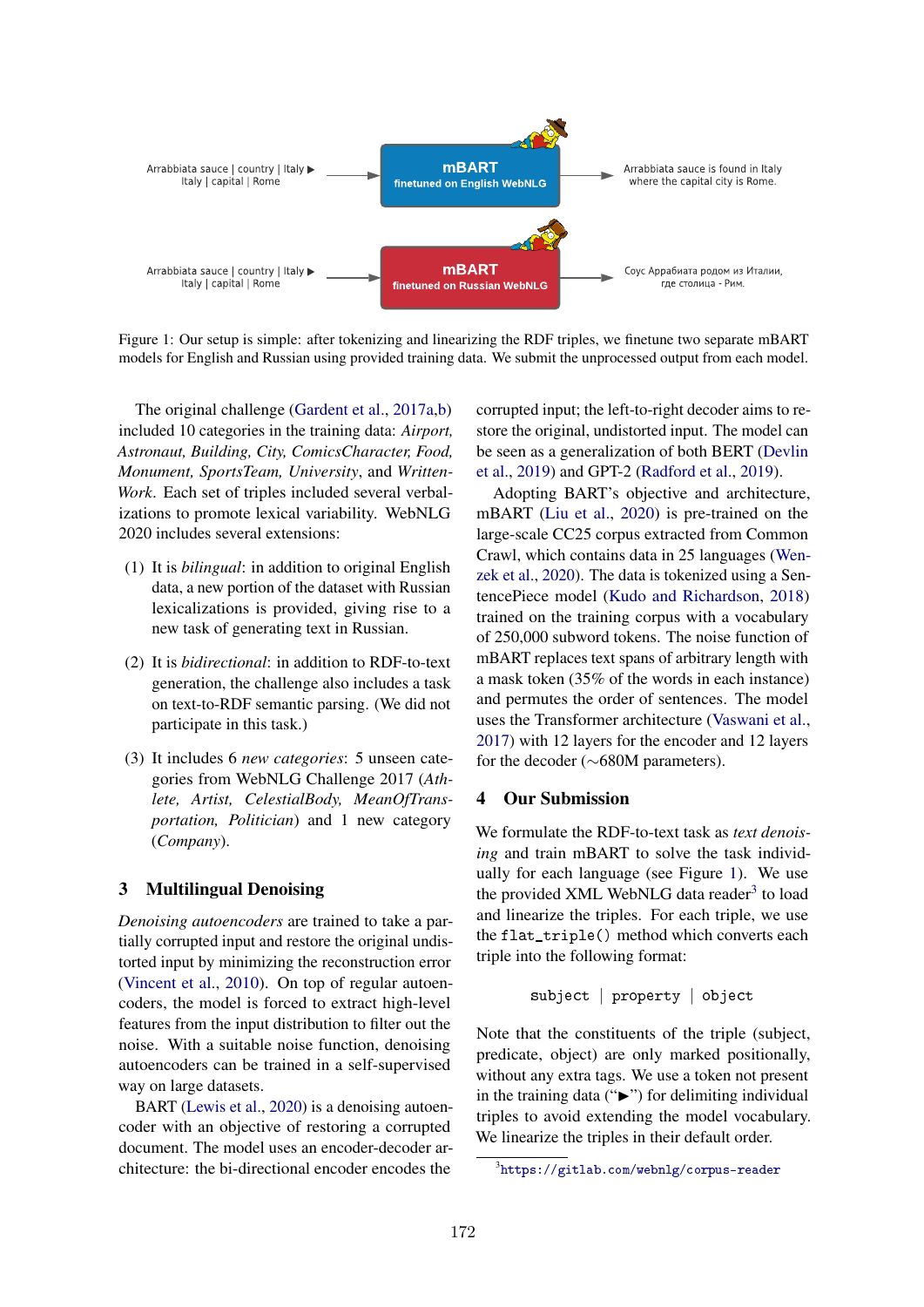Arrabbiata sauce | country | Italy ▶ Italy | capital | Rome → **mBART finetuned on English WebNLG** → Arrabbiata sauce is found in Italy where the capital city is Rome.

Arrabbiata sauce | country | Italy ▶ Italy | capital | Rome → **mBART finetuned on Russian WebNLG** → Соус Аррабиата родом из Италии, где столица - Рим.

Figure 1: Our setup is simple: after tokenizing and linearizing the RDF triples, we finetune two separate mBART models for English and Russian using provided training data. We submit the unprocessed output from each model.

The original challenge (Gardent et al., 2017a,b) included 10 categories in the training data: *Airport, Astronaut, Building, City, ComicsCharacter, Food, Monument, SportsTeam, University*, and *WrittenWork*. Each set of triples included several verbalizations to promote lexical variability. WebNLG 2020 includes several extensions:

(1) It is *bilingual*: in addition to original English data, a new portion of the dataset with Russian lexicalizations is provided, giving rise to a new task of generating text in Russian.

(2) It is *bidirectional*: in addition to RDF-to-text generation, the challenge also includes a task on text-to-RDF semantic parsing. (We did not participate in this task.)

(3) It includes 6 *new categories*: 5 unseen categories from WebNLG Challenge 2017 (*Athlete, Artist, CelestialBody, MeanOfTransportation, Politician*) and 1 new category (*Company*).

## 3 Multilingual Denoising

*Denoising autoencoders* are trained to take a partially corrupted input and restore the original undistorted input by minimizing the reconstruction error (Vincent et al., 2010). On top of regular autoencoders, the model is forced to extract high-level features from the input distribution to filter out the noise. With a suitable noise function, denoising autoencoders can be trained in a self-supervised way on large datasets.

BART (Lewis et al., 2020) is a denoising autoencoder with an objective of restoring a corrupted document. The model uses an encoder-decoder architecture: the bi-directional encoder encodes the corrupted input; the left-to-right decoder aims to restore the original, undistorted input. The model can be seen as a generalization of both BERT (Devlin et al., 2019) and GPT-2 (Radford et al., 2019).

Adopting BART's objective and architecture, mBART (Liu et al., 2020) is pre-trained on the large-scale CC25 corpus extracted from Common Crawl, which contains data in 25 languages (Wenzek et al., 2020). The data is tokenized using a SentencePiece model (Kudo and Richardson, 2018) trained on the training corpus with a vocabulary of 250,000 subword tokens. The noise function of mBART replaces text spans of arbitrary length with a mask token (35% of the words in each instance) and permutes the order of sentences. The model uses the Transformer architecture (Vaswani et al., 2017) with 12 layers for the encoder and 12 layers for the decoder (~680M parameters).

## 4 Our Submission

We formulate the RDF-to-text task as *text denoising* and train mBART to solve the task individually for each language (see Figure 1). We use the provided XML WebNLG data reader[3] to load and linearize the triples. For each triple, we use the `flat_triple()` method which converts each triple into the following format:

```
subject | property | object
```

Note that the constituents of the triple (subject, predicate, object) are only marked positionally, without any extra tags. We use a token not present in the training data ("▶") for delimiting individual triples to avoid extending the model vocabulary. We linearize the triples in their default order.

[3] https://gitlab.com/webnlg/corpus-reader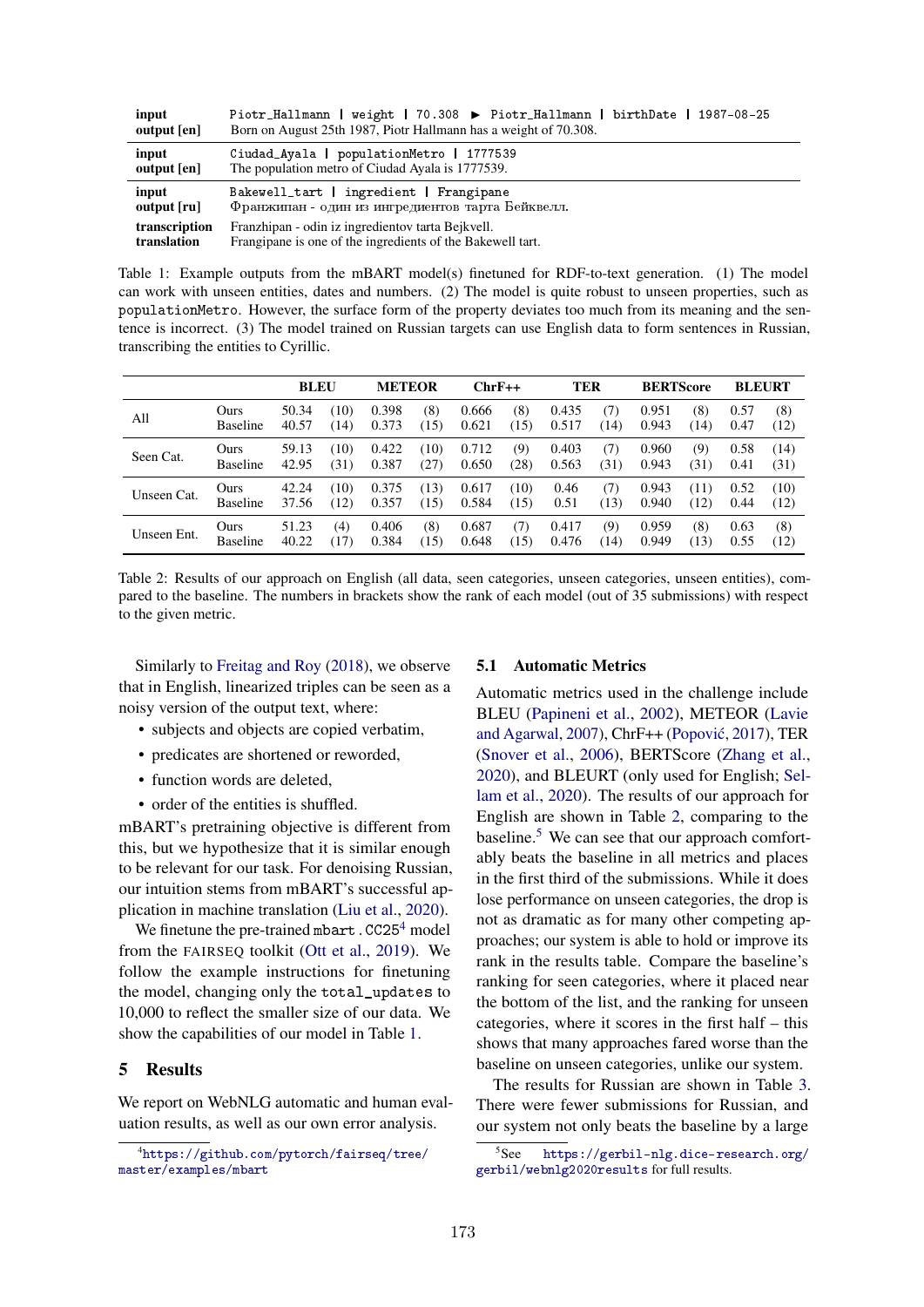| | |
|---|---|
| **input** | `Piotr_Hallmann ∣ weight ∣ 70.308 ▶ Piotr_Hallmann ∣ birthDate ∣ 1987-08-25` |
| **output [en]** | Born on August 25th 1987, Piotr Hallmann has a weight of 70.308. |
| **input** | `Ciudad_Ayala ∣ populationMetro ∣ 1777539` |
| **output [en]** | The population metro of Ciudad Ayala is 1777539. |
| **input** | `Bakewell_tart ∣ ingredient ∣ Frangipane` |
| **output [ru]** | Франжипан - один из ингредиентов тарта Бейквелл. |
| **transcription** | Franzhipan - odin iz ingredientov tarta Bejkvell. |
| **translation** | Frangipane is one of the ingredients of the Bakewell tart. |

Table 1: Example outputs from the mBART model(s) finetuned for RDF-to-text generation. (1) The model can work with unseen entities, dates and numbers. (2) The model is quite robust to unseen properties, such as `populationMetro`. However, the surface form of the property deviates too much from its meaning and the sentence is incorrect. (3) The model trained on Russian targets can use English data to form sentences in Russian, transcribing the entities to Cyrillic.

| | | BLEU | | METEOR | | ChrF++ | | TER | | BERTScore | | BLEURT | |
|---|---|---|---|---|---|---|---|---|---|---|---|---|---|
| All | Ours | 50.34 | (10) | 0.398 | (8) | 0.666 | (8) | 0.435 | (7) | 0.951 | (8) | 0.57 | (8) |
| | Baseline | 40.57 | (14) | 0.373 | (15) | 0.621 | (15) | 0.517 | (14) | 0.943 | (14) | 0.47 | (12) |
| Seen Cat. | Ours | 59.13 | (10) | 0.422 | (10) | 0.712 | (9) | 0.403 | (7) | 0.960 | (9) | 0.58 | (14) |
| | Baseline | 42.95 | (31) | 0.387 | (27) | 0.650 | (28) | 0.563 | (31) | 0.943 | (31) | 0.41 | (31) |
| Unseen Cat. | Ours | 42.24 | (10) | 0.375 | (13) | 0.617 | (10) | 0.46 | (7) | 0.943 | (11) | 0.52 | (10) |
| | Baseline | 37.56 | (12) | 0.357 | (15) | 0.584 | (15) | 0.51 | (13) | 0.940 | (12) | 0.44 | (12) |
| Unseen Ent. | Ours | 51.23 | (4) | 0.406 | (8) | 0.687 | (7) | 0.417 | (9) | 0.959 | (8) | 0.63 | (8) |
| | Baseline | 40.22 | (17) | 0.384 | (15) | 0.648 | (15) | 0.476 | (14) | 0.949 | (13) | 0.55 | (12) |

Table 2: Results of our approach on English (all data, seen categories, unseen categories, unseen entities), compared to the baseline. The numbers in brackets show the rank of each model (out of 35 submissions) with respect to the given metric.

Similarly to Freitag and Roy (2018), we observe that in English, linearized triples can be seen as a noisy version of the output text, where:

- subjects and objects are copied verbatim,
- predicates are shortened or reworded,
- function words are deleted,
- order of the entities is shuffled.

mBART's pretraining objective is different from this, but we hypothesize that it is similar enough to be relevant for our task. For denoising Russian, our intuition stems from mBART's successful application in machine translation (Liu et al., 2020).

We finetune the pre-trained `mbart.CC25`[4] model from the FAIRSEQ toolkit (Ott et al., 2019). We follow the example instructions for finetuning the model, changing only the `total_updates` to 10,000 to reflect the smaller size of our data. We show the capabilities of our model in Table 1.

## 5 Results

We report on WebNLG automatic and human evaluation results, as well as our own error analysis.

[4] https://github.com/pytorch/fairseq/tree/master/examples/mbart

### 5.1 Automatic Metrics

Automatic metrics used in the challenge include BLEU (Papineni et al., 2002), METEOR (Lavie and Agarwal, 2007), ChrF++ (Popović, 2017), TER (Snover et al., 2006), BERTScore (Zhang et al., 2020), and BLEURT (only used for English; Sellam et al., 2020). The results of our approach for English are shown in Table 2, comparing to the baseline.[5] We can see that our approach comfortably beats the baseline in all metrics and places in the first third of the submissions. While it does lose performance on unseen categories, the drop is not as dramatic as for many other competing approaches; our system is able to hold or improve its rank in the results table. Compare the baseline's ranking for seen categories, where it placed near the bottom of the list, and the ranking for unseen categories, where it scores in the first half – this shows that many approaches fared worse than the baseline on unseen categories, unlike our system.

The results for Russian are shown in Table 3. There were fewer submissions for Russian, and our system not only beats the baseline by a large

[5] See https://gerbil-nlg.dice-research.org/gerbil/webnlg2020results for full results.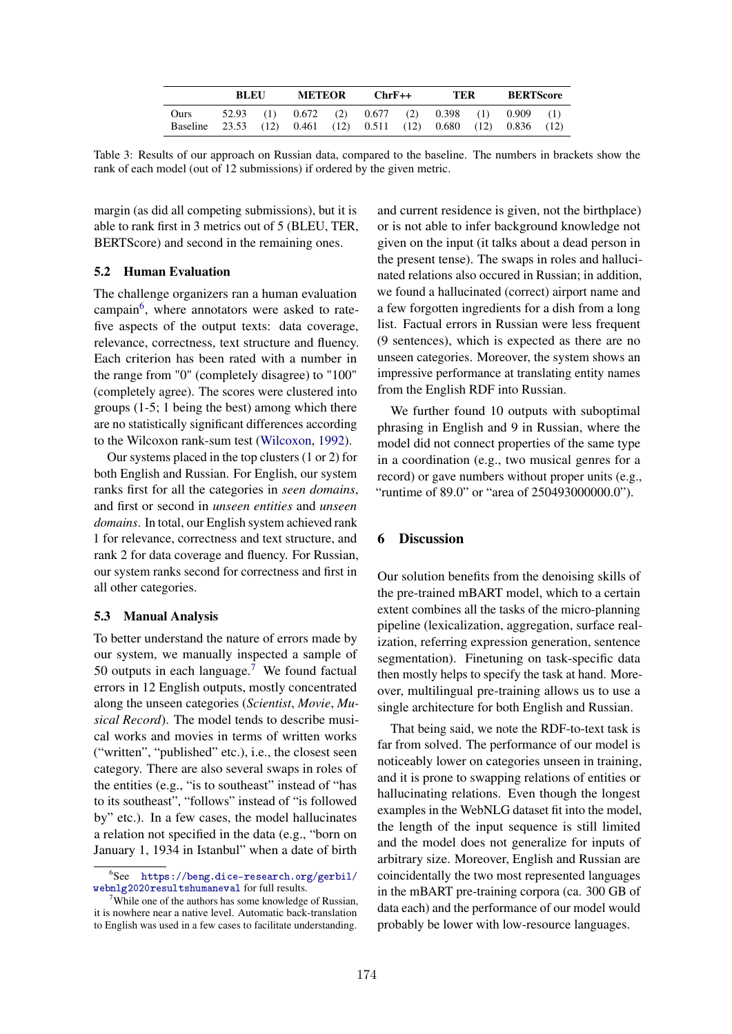| | BLEU | | METEOR | | ChrF++ | | TER | | BERTScore | |
|---|---|---|---|---|---|---|---|---|---|---|
| Ours | 52.93 | (1) | 0.672 | (2) | 0.677 | (2) | 0.398 | (1) | 0.909 | (1) |
| Baseline | 23.53 | (12) | 0.461 | (12) | 0.511 | (12) | 0.680 | (12) | 0.836 | (12) |

Table 3: Results of our approach on Russian data, compared to the baseline. The numbers in brackets show the rank of each model (out of 12 submissions) if ordered by the given metric.

margin (as did all competing submissions), but it is able to rank first in 3 metrics out of 5 (BLEU, TER, BERTScore) and second in the remaining ones.

### 5.2 Human Evaluation

The challenge organizers ran a human evaluation campaign[6], where annotators were asked to rate five aspects of the output texts: data coverage, relevance, correctness, text structure and fluency. Each criterion has been rated with a number in the range from "0" (completely disagree) to "100" (completely agree). The scores were clustered into groups (1-5; 1 being the best) among which there are no statistically significant differences according to the Wilcoxon rank-sum test (Wilcoxon, 1992).

Our systems placed in the top clusters (1 or 2) for both English and Russian. For English, our system ranks first for all the categories in *seen domains*, and first or second in *unseen entities* and *unseen domains*. In total, our English system achieved rank 1 for relevance, correctness and text structure, and rank 2 for data coverage and fluency. For Russian, our system ranks second for correctness and first in all other categories.

### 5.3 Manual Analysis

To better understand the nature of errors made by our system, we manually inspected a sample of 50 outputs in each language.[7] We found factual errors in 12 English outputs, mostly concentrated along the unseen categories (*Scientist*, *Movie*, *Musical Record*). The model tends to describe musical works and movies in terms of written works ("written", "published" etc.), i.e., the closest seen category. There are also several swaps in roles of the entities (e.g., "is to southeast" instead of "has to its southeast", "follows" instead of "is followed by" etc.). In a few cases, the model hallucinates a relation not specified in the data (e.g., "born on January 1, 1934 in Istanbul" when a date of birth and current residence is given, not the birthplace) or is not able to infer background knowledge not given on the input (it talks about a dead person in the present tense). The swaps in roles and hallucinated relations also occured in Russian; in addition, we found a hallucinated (correct) airport name and a few forgotten ingredients for a dish from a long list. Factual errors in Russian were less frequent (9 sentences), which is expected as there are no unseen categories. Moreover, the system shows an impressive performance at translating entity names from the English RDF into Russian.

We further found 10 outputs with suboptimal phrasing in English and 9 in Russian, where the model did not connect properties of the same type in a coordination (e.g., two musical genres for a record) or gave numbers without proper units (e.g., "runtime of 89.0" or "area of 250493000000.0").

## 6 Discussion

Our solution benefits from the denoising skills of the pre-trained mBART model, which to a certain extent combines all the tasks of the micro-planning pipeline (lexicalization, aggregation, surface realization, referring expression generation, sentence segmentation). Finetuning on task-specific data then mostly helps to specify the task at hand. Moreover, multilingual pre-training allows us to use a single architecture for both English and Russian.

That being said, we note the RDF-to-text task is far from solved. The performance of our model is noticeably lower on categories unseen in training, and it is prone to swapping relations of entities or hallucinating relations. Even though the longest examples in the WebNLG dataset fit into the model, the length of the input sequence is still limited and the model does not generalize for inputs of arbitrary size. Moreover, English and Russian are coincidentally the two most represented languages in the mBART pre-training corpora (ca. 300 GB of data each) and the performance of our model would probably be lower with low-resource languages.

[6] See https://beng.dice-research.org/gerbil/webnlg2020resultshumaneval for full results.

[7] While one of the authors has some knowledge of Russian, it is nowhere near a native level. Automatic back-translation to English was used in a few cases to facilitate understanding.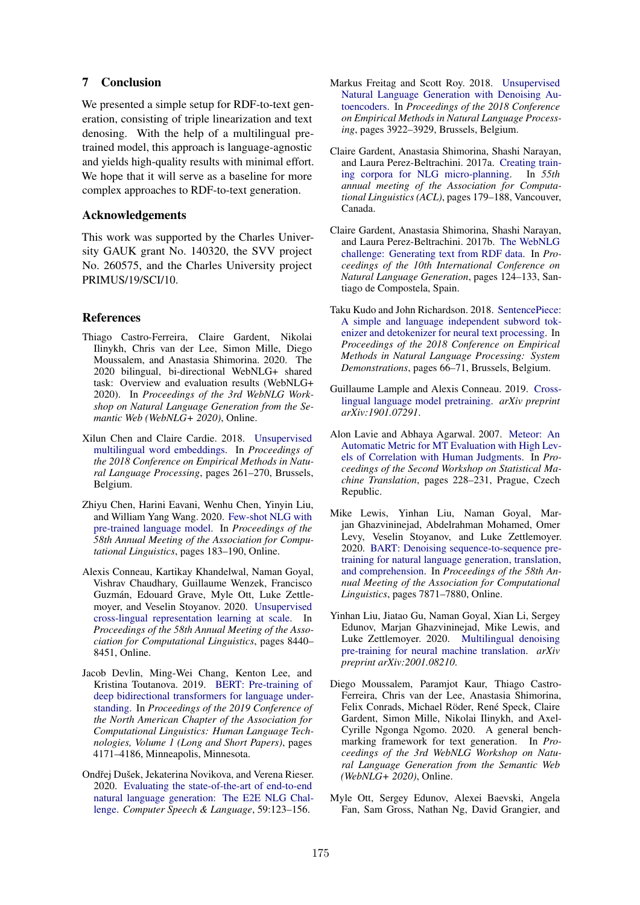## 7 Conclusion

We presented a simple setup for RDF-to-text generation, consisting of triple linearization and text denoising. With the help of a multilingual pretrained model, this approach is language-agnostic and yields high-quality results with minimal effort. We hope that it will serve as a baseline for more complex approaches to RDF-to-text generation.

### Acknowledgements

This work was supported by the Charles University GAUK grant No. 140320, the SVV project No. 260575, and the Charles University project PRIMUS/19/SCI/10.

## References

Thiago Castro-Ferreira, Claire Gardent, Nikolai Ilinykh, Chris van der Lee, Simon Mille, Diego Moussalem, and Anastasia Shimorina. 2020. The 2020 bilingual, bi-directional WebNLG+ shared task: Overview and evaluation results (WebNLG+ 2020). In *Proceedings of the 3rd WebNLG Workshop on Natural Language Generation from the Semantic Web (WebNLG+ 2020)*, Online.

Xilun Chen and Claire Cardie. 2018. Unsupervised multilingual word embeddings. In *Proceedings of the 2018 Conference on Empirical Methods in Natural Language Processing*, pages 261–270, Brussels, Belgium.

Zhiyu Chen, Harini Eavani, Wenhu Chen, Yinyin Liu, and William Yang Wang. 2020. Few-shot NLG with pre-trained language model. In *Proceedings of the 58th Annual Meeting of the Association for Computational Linguistics*, pages 183–190, Online.

Alexis Conneau, Kartikay Khandelwal, Naman Goyal, Vishrav Chaudhary, Guillaume Wenzek, Francisco Guzmán, Edouard Grave, Myle Ott, Luke Zettlemoyer, and Veselin Stoyanov. 2020. Unsupervised cross-lingual representation learning at scale. In *Proceedings of the 58th Annual Meeting of the Association for Computational Linguistics*, pages 8440–8451, Online.

Jacob Devlin, Ming-Wei Chang, Kenton Lee, and Kristina Toutanova. 2019. BERT: Pre-training of deep bidirectional transformers for language understanding. In *Proceedings of the 2019 Conference of the North American Chapter of the Association for Computational Linguistics: Human Language Technologies, Volume 1 (Long and Short Papers)*, pages 4171–4186, Minneapolis, Minnesota.

Ondřej Dušek, Jekaterina Novikova, and Verena Rieser. 2020. Evaluating the state-of-the-art of end-to-end natural language generation: The E2E NLG Challenge. *Computer Speech & Language*, 59:123–156.

Markus Freitag and Scott Roy. 2018. Unsupervised Natural Language Generation with Denoising Autoencoders. In *Proceedings of the 2018 Conference on Empirical Methods in Natural Language Processing*, pages 3922–3929, Brussels, Belgium.

Claire Gardent, Anastasia Shimorina, Shashi Narayan, and Laura Perez-Beltrachini. 2017a. Creating training corpora for NLG micro-planning. In *55th annual meeting of the Association for Computational Linguistics (ACL)*, pages 179–188, Vancouver, Canada.

Claire Gardent, Anastasia Shimorina, Shashi Narayan, and Laura Perez-Beltrachini. 2017b. The WebNLG challenge: Generating text from RDF data. In *Proceedings of the 10th International Conference on Natural Language Generation*, pages 124–133, Santiago de Compostela, Spain.

Taku Kudo and John Richardson. 2018. SentencePiece: A simple and language independent subword tokenizer and detokenizer for neural text processing. In *Proceedings of the 2018 Conference on Empirical Methods in Natural Language Processing: System Demonstrations*, pages 66–71, Brussels, Belgium.

Guillaume Lample and Alexis Conneau. 2019. Cross-lingual language model pretraining. *arXiv preprint arXiv:1901.07291*.

Alon Lavie and Abhaya Agarwal. 2007. Meteor: An Automatic Metric for MT Evaluation with High Levels of Correlation with Human Judgments. In *Proceedings of the Second Workshop on Statistical Machine Translation*, pages 228–231, Prague, Czech Republic.

Mike Lewis, Yinhan Liu, Naman Goyal, Marjan Ghazvininejad, Abdelrahman Mohamed, Omer Levy, Veselin Stoyanov, and Luke Zettlemoyer. 2020. BART: Denoising sequence-to-sequence pre-training for natural language generation, translation, and comprehension. In *Proceedings of the 58th Annual Meeting of the Association for Computational Linguistics*, pages 7871–7880, Online.

Yinhan Liu, Jiatao Gu, Naman Goyal, Xian Li, Sergey Edunov, Marjan Ghazvininejad, Mike Lewis, and Luke Zettlemoyer. 2020. Multilingual denoising pre-training for neural machine translation. *arXiv preprint arXiv:2001.08210*.

Diego Moussalem, Paramjot Kaur, Thiago Castro-Ferreira, Chris van der Lee, Anastasia Shimorina, Felix Conrads, Michael Röder, René Speck, Claire Gardent, Simon Mille, Nikolai Ilinykh, and Axel-Cyrille Ngonga Ngomo. 2020. A general benchmarking framework for text generation. In *Proceedings of the 3rd WebNLG Workshop on Natural Language Generation from the Semantic Web (WebNLG+ 2020)*, Online.

Myle Ott, Sergey Edunov, Alexei Baevski, Angela Fan, Sam Gross, Nathan Ng, David Grangier, and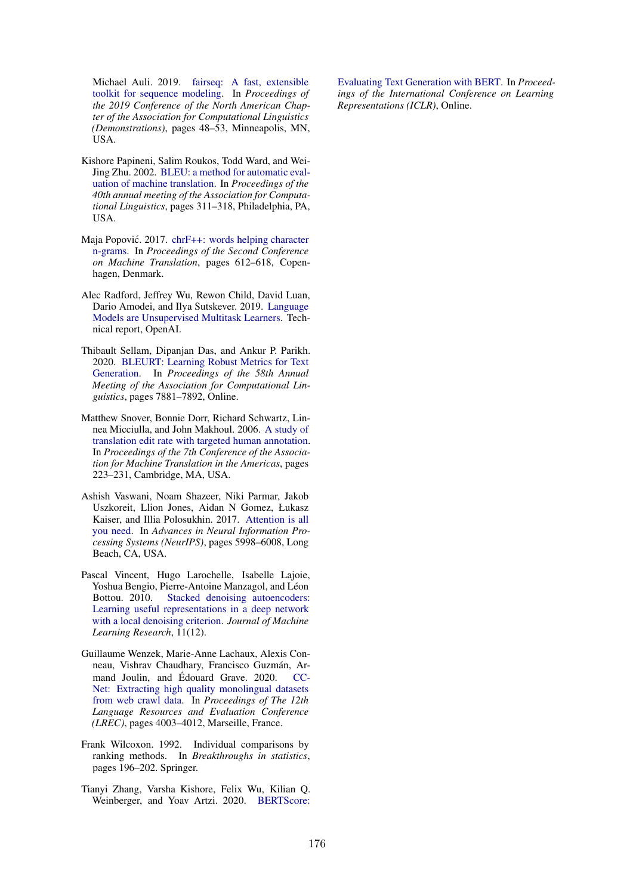Michael Auli. 2019. fairseq: A fast, extensible toolkit for sequence modeling. In *Proceedings of the 2019 Conference of the North American Chapter of the Association for Computational Linguistics (Demonstrations)*, pages 48–53, Minneapolis, MN, USA.

Kishore Papineni, Salim Roukos, Todd Ward, and Wei-Jing Zhu. 2002. BLEU: a method for automatic evaluation of machine translation. In *Proceedings of the 40th annual meeting of the Association for Computational Linguistics*, pages 311–318, Philadelphia, PA, USA.

Maja Popović. 2017. chrF++: words helping character n-grams. In *Proceedings of the Second Conference on Machine Translation*, pages 612–618, Copenhagen, Denmark.

Alec Radford, Jeffrey Wu, Rewon Child, David Luan, Dario Amodei, and Ilya Sutskever. 2019. Language Models are Unsupervised Multitask Learners. Technical report, OpenAI.

Thibault Sellam, Dipanjan Das, and Ankur P. Parikh. 2020. BLEURT: Learning Robust Metrics for Text Generation. In *Proceedings of the 58th Annual Meeting of the Association for Computational Linguistics*, pages 7881–7892, Online.

Matthew Snover, Bonnie Dorr, Richard Schwartz, Linnea Micciulla, and John Makhoul. 2006. A study of translation edit rate with targeted human annotation. In *Proceedings of the 7th Conference of the Association for Machine Translation in the Americas*, pages 223–231, Cambridge, MA, USA.

Ashish Vaswani, Noam Shazeer, Niki Parmar, Jakob Uszkoreit, Llion Jones, Aidan N Gomez, Łukasz Kaiser, and Illia Polosukhin. 2017. Attention is all you need. In *Advances in Neural Information Processing Systems (NeurIPS)*, pages 5998–6008, Long Beach, CA, USA.

Pascal Vincent, Hugo Larochelle, Isabelle Lajoie, Yoshua Bengio, Pierre-Antoine Manzagol, and Léon Bottou. 2010. Stacked denoising autoencoders: Learning useful representations in a deep network with a local denoising criterion. *Journal of Machine Learning Research*, 11(12).

Guillaume Wenzek, Marie-Anne Lachaux, Alexis Conneau, Vishrav Chaudhary, Francisco Guzmán, Armand Joulin, and Édouard Grave. 2020. CCNet: Extracting high quality monolingual datasets from web crawl data. In *Proceedings of The 12th Language Resources and Evaluation Conference (LREC)*, pages 4003–4012, Marseille, France.

Frank Wilcoxon. 1992. Individual comparisons by ranking methods. In *Breakthroughs in statistics*, pages 196–202. Springer.

Tianyi Zhang, Varsha Kishore, Felix Wu, Kilian Q. Weinberger, and Yoav Artzi. 2020. BERTScore: Evaluating Text Generation with BERT. In *Proceedings of the International Conference on Learning Representations (ICLR)*, Online.